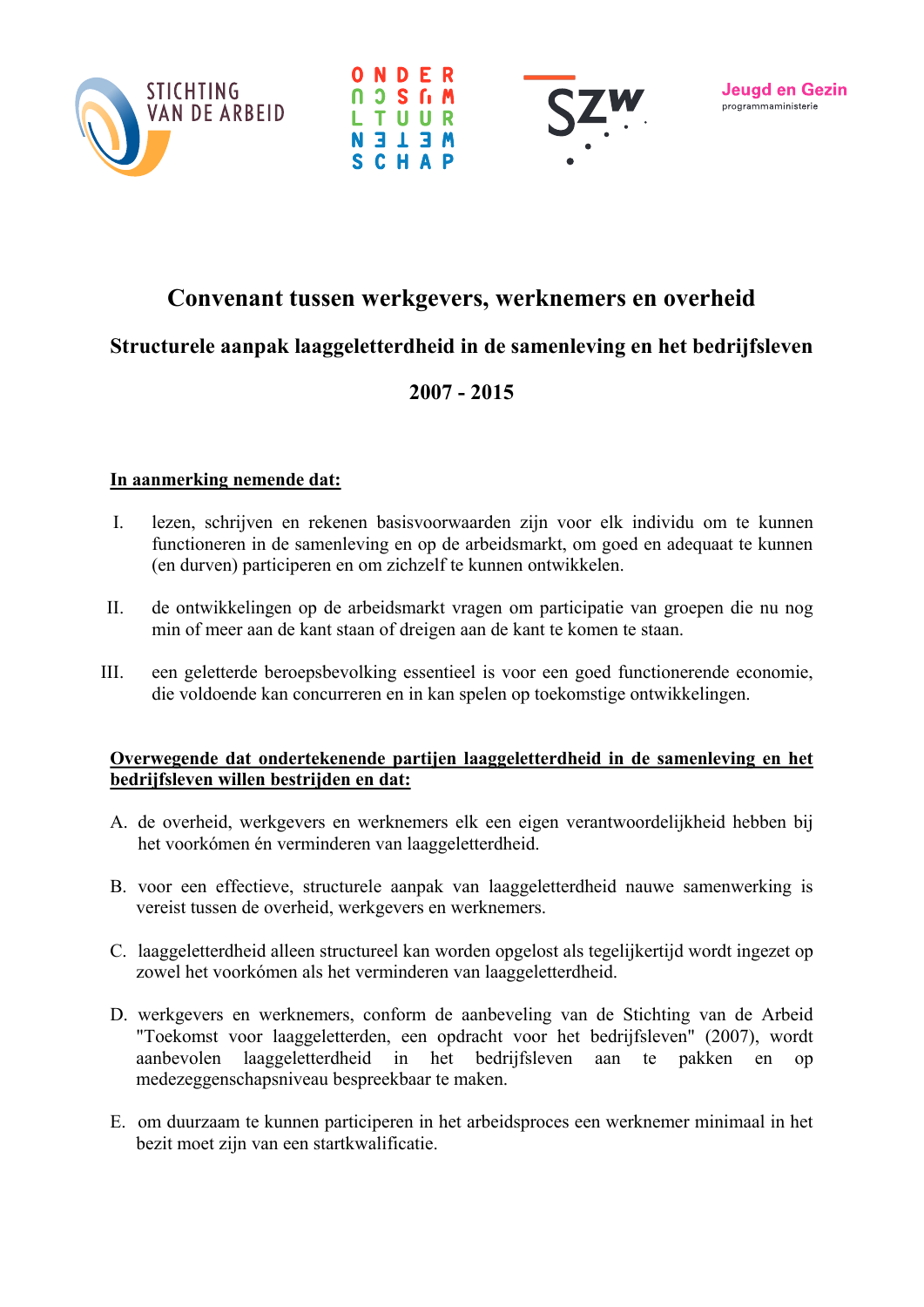# Convenant tussen werkgevers, werknemers en overheid

## Structurele aanpak laaggeletterdheid in de samenleving en het bedrijfsleven

## 2007 - 2015

**In aanmerking nemende dat:**

I. lezen, schrijven en rekenen basisvoorwaarden zijn voor elk individu om te kunnen functioneren in de samenleving en op de arbeidsmarkt, om goed en adequaat te kunnen (en durven) participeren en om zichzelf te kunnen ontwikkelen.

II. de ontwikkelingen op de arbeidsmarkt vragen om participatie van groepen die nu nog min of meer aan de kant staan of dreigen aan de kant te komen te staan.

III. een geletterde beroepsbevolking essentieel is voor een goed functionerende economie, die voldoende kan concurreren en in kan spelen op toekomstige ontwikkelingen.

**Overwegende dat ondertekenende partijen laaggeletterdheid in de samenleving en het bedrijfsleven willen bestrijden en dat:**

A. de overheid, werkgevers en werknemers elk een eigen verantwoordelijkheid hebben bij het voorkómen én verminderen van laaggeletterdheid.

B. voor een effectieve, structurele aanpak van laaggeletterdheid nauwe samenwerking is vereist tussen de overheid, werkgevers en werknemers.

C. laaggeletterdheid alleen structureel kan worden opgelost als tegelijkertijd wordt ingezet op zowel het voorkómen als het verminderen van laaggeletterdheid.

D. werkgevers en werknemers, conform de aanbeveling van de Stichting van de Arbeid "Toekomst voor laaggeletterden, een opdracht voor het bedrijfsleven" (2007), wordt aanbevolen laaggeletterdheid in het bedrijfsleven aan te pakken en op medezeggenschapsniveau bespreekbaar te maken.

E. om duurzaam te kunnen participeren in het arbeidsproces een werknemer minimaal in het bezit moet zijn van een startkwalificatie.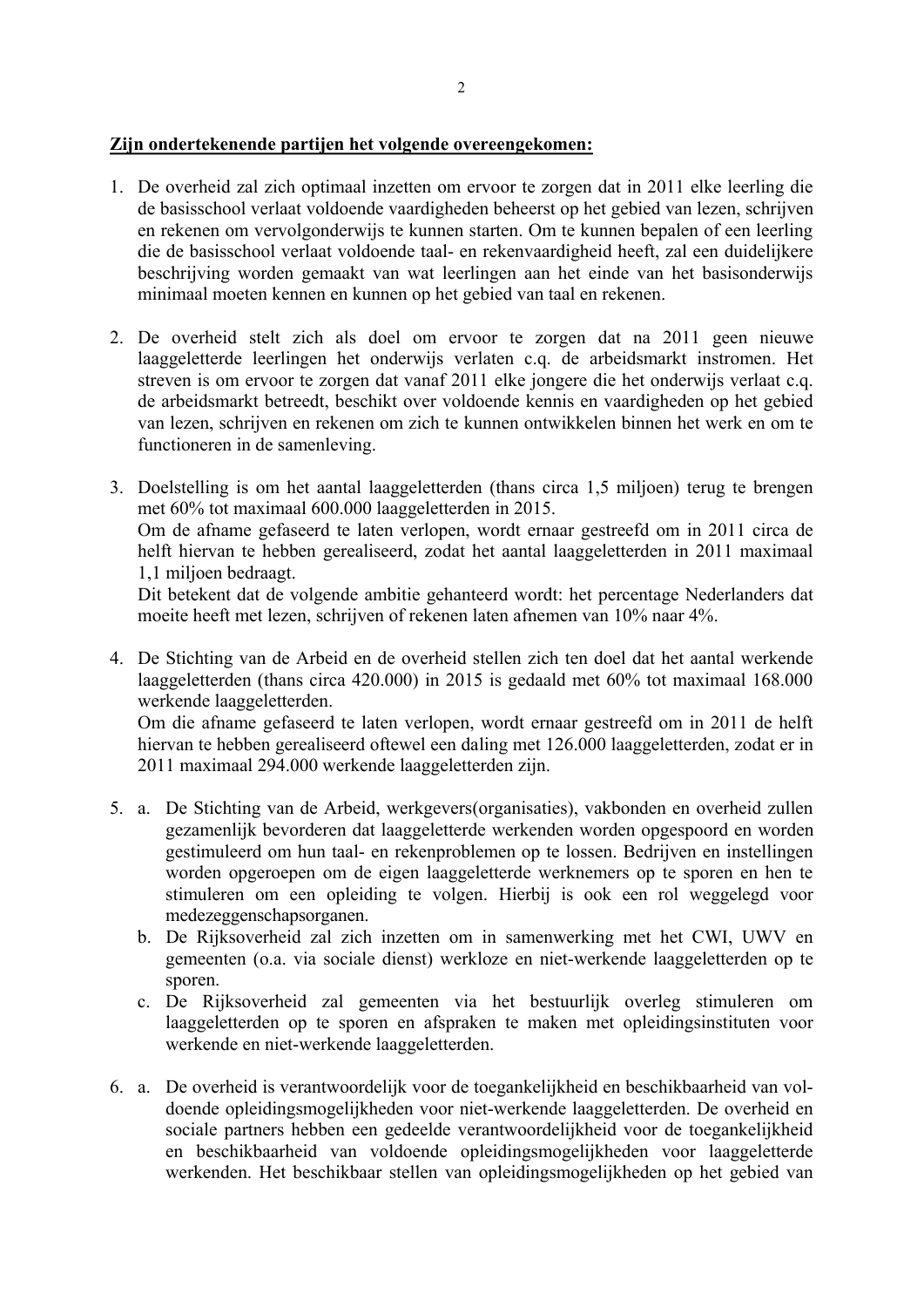**Zijn ondertekenende partijen het volgende overeengekomen:**

1. De overheid zal zich optimaal inzetten om ervoor te zorgen dat in 2011 elke leerling die de basisschool verlaat voldoende vaardigheden beheerst op het gebied van lezen, schrijven en rekenen om vervolgonderwijs te kunnen starten. Om te kunnen bepalen of een leerling die de basisschool verlaat voldoende taal- en rekenvaardigheid heeft, zal een duidelijkere beschrijving worden gemaakt van wat leerlingen aan het einde van het basisonderwijs minimaal moeten kennen en kunnen op het gebied van taal en rekenen.

2. De overheid stelt zich als doel om ervoor te zorgen dat na 2011 geen nieuwe laaggeletterde leerlingen het onderwijs verlaten c.q. de arbeidsmarkt instromen. Het streven is om ervoor te zorgen dat vanaf 2011 elke jongere die het onderwijs verlaat c.q. de arbeidsmarkt betreedt, beschikt over voldoende kennis en vaardigheden op het gebied van lezen, schrijven en rekenen om zich te kunnen ontwikkelen binnen het werk en om te functioneren in de samenleving.

3. Doelstelling is om het aantal laaggeletterden (thans circa 1,5 miljoen) terug te brengen met 60% tot maximaal 600.000 laaggeletterden in 2015.
   Om de afname gefaseerd te laten verlopen, wordt ernaar gestreefd om in 2011 circa de helft hiervan te hebben gerealiseerd, zodat het aantal laaggeletterden in 2011 maximaal 1,1 miljoen bedraagt.
   Dit betekent dat de volgende ambitie gehanteerd wordt: het percentage Nederlanders dat moeite heeft met lezen, schrijven of rekenen laten afnemen van 10% naar 4%.

4. De Stichting van de Arbeid en de overheid stellen zich ten doel dat het aantal werkende laaggeletterden (thans circa 420.000) in 2015 is gedaald met 60% tot maximaal 168.000 werkende laaggeletterden.
   Om die afname gefaseerd te laten verlopen, wordt ernaar gestreefd om in 2011 de helft hiervan te hebben gerealiseerd oftewel een daling met 126.000 laaggeletterden, zodat er in 2011 maximaal 294.000 werkende laaggeletterden zijn.

5. a. De Stichting van de Arbeid, werkgevers(organisaties), vakbonden en overheid zullen gezamenlijk bevorderen dat laaggeletterde werkenden worden opgespoord en worden gestimuleerd om hun taal- en rekenproblemen op te lossen. Bedrijven en instellingen worden opgeroepen om de eigen laaggeletterde werknemers op te sporen en hen te stimuleren om een opleiding te volgen. Hierbij is ook een rol weggelegd voor medezeggenschapsorganen.
   b. De Rijksoverheid zal zich inzetten om in samenwerking met het CWI, UWV en gemeenten (o.a. via sociale dienst) werkloze en niet-werkende laaggeletterden op te sporen.
   c. De Rijksoverheid zal gemeenten via het bestuurlijk overleg stimuleren om laaggeletterden op te sporen en afspraken te maken met opleidingsinstituten voor werkende en niet-werkende laaggeletterden.

6. a. De overheid is verantwoordelijk voor de toegankelijkheid en beschikbaarheid van voldoende opleidingsmogelijkheden voor niet-werkende laaggeletterden. De overheid en sociale partners hebben een gedeelde verantwoordelijkheid voor de toegankelijkheid en beschikbaarheid van voldoende opleidingsmogelijkheden voor laaggeletterde werkenden. Het beschikbaar stellen van opleidingsmogelijkheden op het gebied van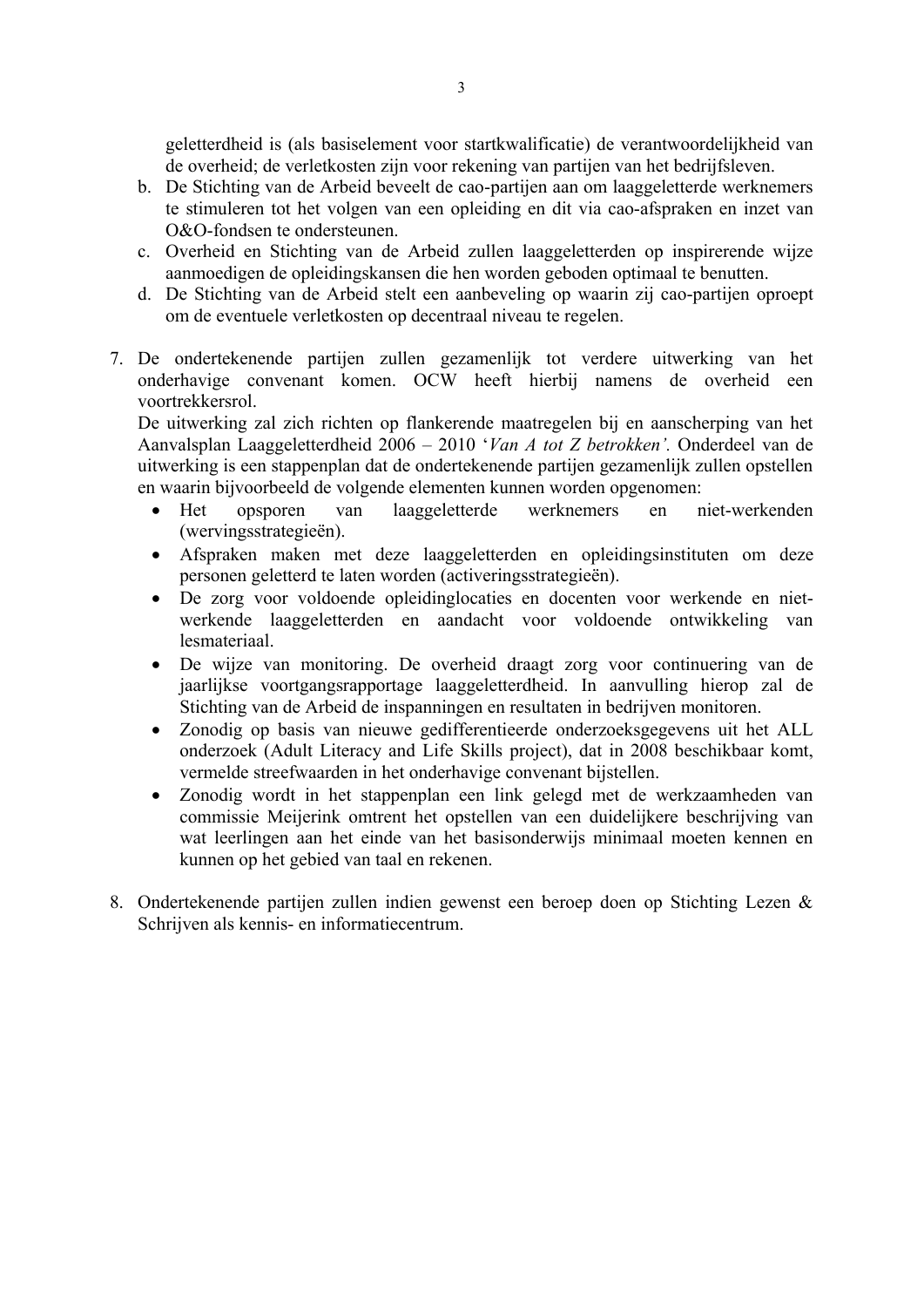geletterdheid is (als basiselement voor startkwalificatie) de verantwoordelijkheid van de overheid; de verletkosten zijn voor rekening van partijen van het bedrijfsleven.

b. De Stichting van de Arbeid beveelt de cao-partijen aan om laaggeletterde werknemers te stimuleren tot het volgen van een opleiding en dit via cao-afspraken en inzet van O&O-fondsen te ondersteunen.
c. Overheid en Stichting van de Arbeid zullen laaggeletterden op inspirerende wijze aanmoedigen de opleidingskansen die hen worden geboden optimaal te benutten.
d. De Stichting van de Arbeid stelt een aanbeveling op waarin zij cao-partijen oproept om de eventuele verletkosten op decentraal niveau te regelen.

7. De ondertekenende partijen zullen gezamenlijk tot verdere uitwerking van het onderhavige convenant komen. OCW heeft hierbij namens de overheid een voortrekkersrol.
   De uitwerking zal zich richten op flankerende maatregelen bij en aanscherping van het Aanvalsplan Laaggeletterdheid 2006 – 2010 '*Van A tot Z betrokken'.* Onderdeel van de uitwerking is een stappenplan dat de ondertekenende partijen gezamenlijk zullen opstellen en waarin bijvoorbeeld de volgende elementen kunnen worden opgenomen:
   - Het opsporen van laaggeletterde werknemers en niet-werkenden (wervingsstrategieën).
   - Afspraken maken met deze laaggeletterden en opleidingsinstituten om deze personen geletterd te laten worden (activeringsstrategieën).
   - De zorg voor voldoende opleidinglocaties en docenten voor werkende en niet-werkende laaggeletterden en aandacht voor voldoende ontwikkeling van lesmateriaal.
   - De wijze van monitoring. De overheid draagt zorg voor continuering van de jaarlijkse voortgangsrapportage laaggeletterdheid. In aanvulling hierop zal de Stichting van de Arbeid de inspanningen en resultaten in bedrijven monitoren.
   - Zonodig op basis van nieuwe gedifferentieerde onderzoeksgegevens uit het ALL onderzoek (Adult Literacy and Life Skills project), dat in 2008 beschikbaar komt, vermelde streefwaarden in het onderhavige convenant bijstellen.
   - Zonodig wordt in het stappenplan een link gelegd met de werkzaamheden van commissie Meijerink omtrent het opstellen van een duidelijkere beschrijving van wat leerlingen aan het einde van het basisonderwijs minimaal moeten kennen en kunnen op het gebied van taal en rekenen.

8. Ondertekenende partijen zullen indien gewenst een beroep doen op Stichting Lezen & Schrijven als kennis- en informatiecentrum.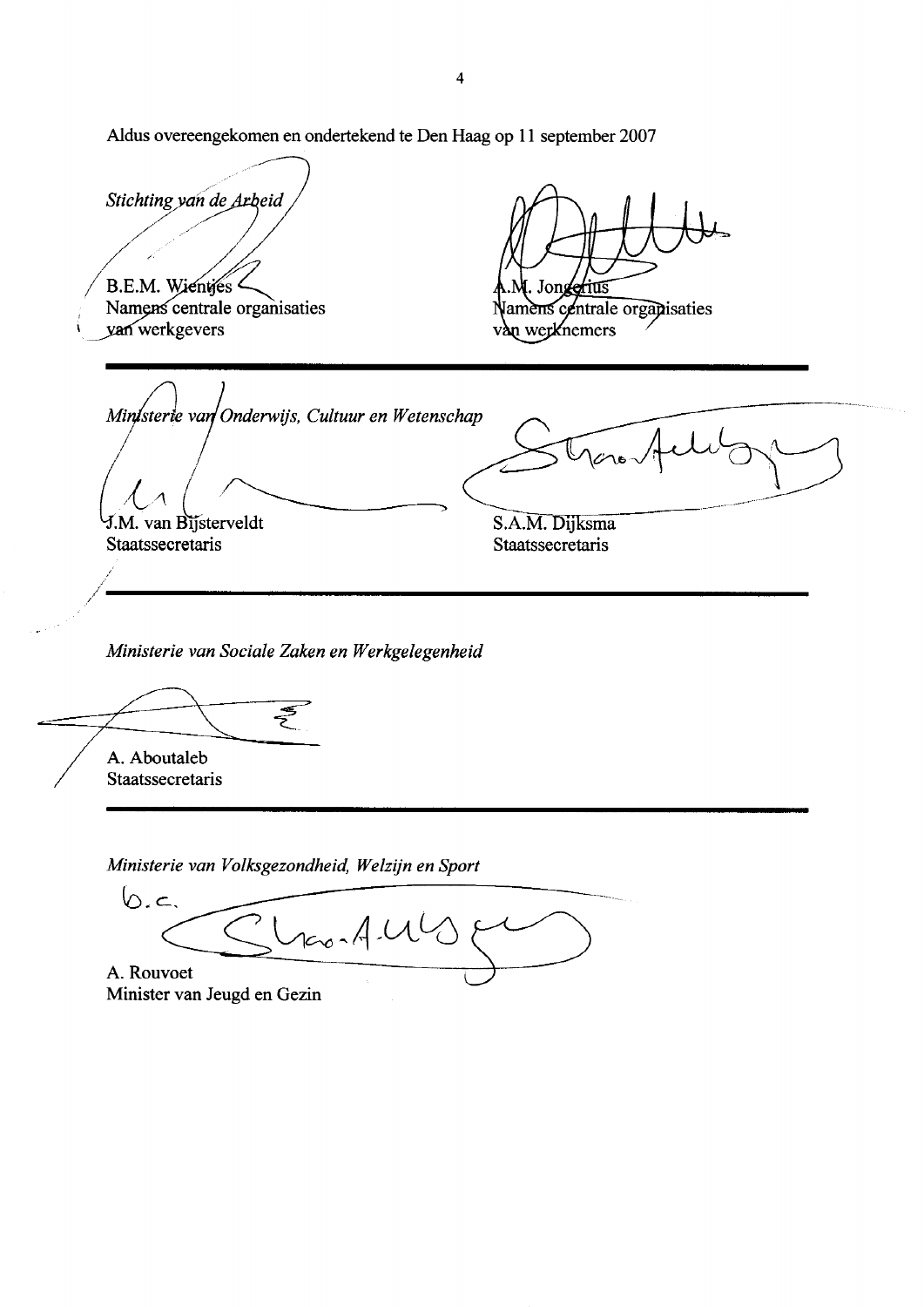Aldus overeengekomen en ondertekend te Den Haag op 11 september 2007

*Stichting van de Arbeid*

| | |
|---|---|
| B.E.M. Wientjes | A.M. Jongerius |
| Namens centrale organisaties van werkgevers | Namens centrale organisaties van werknemers |

---

*Ministerie van Onderwijs, Cultuur en Wetenschap*

| | |
|---|---|
| J.M. van Bijsterveldt | S.A.M. Dijksma |
| Staatssecretaris | Staatssecretaris |

---

*Ministerie van Sociale Zaken en Werkgelegenheid*

A. Aboutaleb
Staatssecretaris

---

*Ministerie van Volksgezondheid, Welzijn en Sport*

b.c.

A. Rouvoet
Minister van Jeugd en Gezin